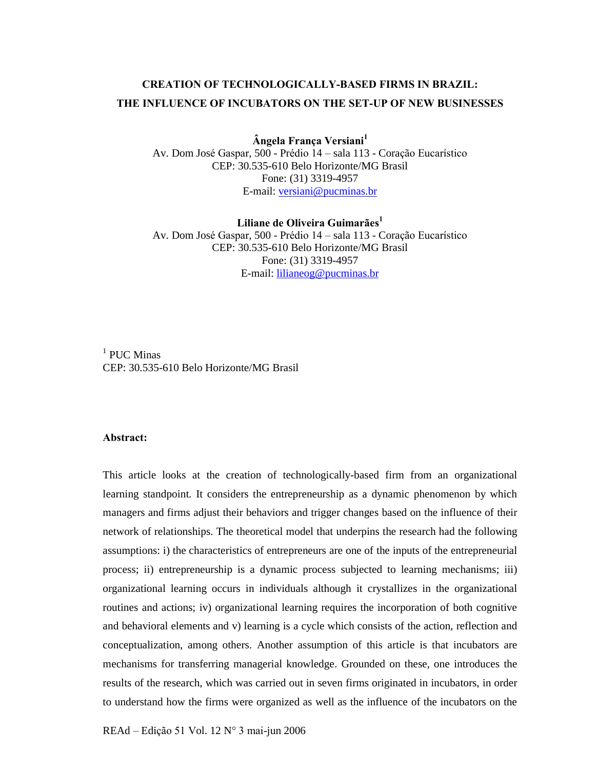# CREATION OF TECHNOLOGICALLY-BASED FIRMS IN BRAZIL: THE INFLUENCE OF INCUBATORS ON THE SET-UP OF NEW BUSINESSES

**Ângela França Versiani**[1]
Av. Dom José Gaspar, 500 - Prédio 14 – sala 113 - Coração Eucarístico
CEP: 30.535-610 Belo Horizonte/MG Brasil
Fone: (31) 3319-4957
E-mail: versiani@pucminas.br

**Liliane de Oliveira Guimarães**[1]
Av. Dom José Gaspar, 500 - Prédio 14 – sala 113 - Coração Eucarístico
CEP: 30.535-610 Belo Horizonte/MG Brasil
Fone: (31) 3319-4957
E-mail: lilianeog@pucminas.br

[1] PUC Minas
CEP: 30.535-610 Belo Horizonte/MG Brasil

**Abstract:**

This article looks at the creation of technologically-based firm from an organizational learning standpoint. It considers the entrepreneurship as a dynamic phenomenon by which managers and firms adjust their behaviors and trigger changes based on the influence of their network of relationships. The theoretical model that underpins the research had the following assumptions: i) the characteristics of entrepreneurs are one of the inputs of the entrepreneurial process; ii) entrepreneurship is a dynamic process subjected to learning mechanisms; iii) organizational learning occurs in individuals although it crystallizes in the organizational routines and actions; iv) organizational learning requires the incorporation of both cognitive and behavioral elements and v) learning is a cycle which consists of the action, reflection and conceptualization, among others. Another assumption of this article is that incubators are mechanisms for transferring managerial knowledge. Grounded on these, one introduces the results of the research, which was carried out in seven firms originated in incubators, in order to understand how the firms were organized as well as the influence of the incubators on the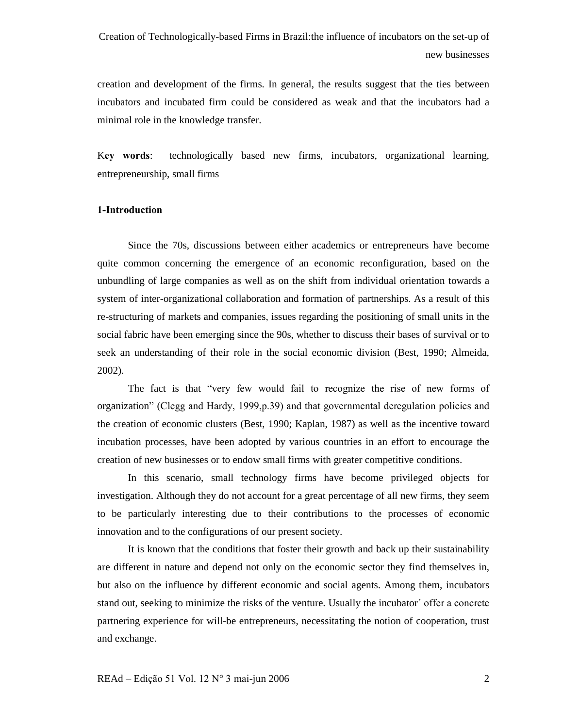creation and development of the firms. In general, the results suggest that the ties between incubators and incubated firm could be considered as weak and that the incubators had a minimal role in the knowledge transfer.

K**ey words**: technologically based new firms, incubators, organizational learning, entrepreneurship, small firms

**1-Introduction**

Since the 70s, discussions between either academics or entrepreneurs have become quite common concerning the emergence of an economic reconfiguration, based on the unbundling of large companies as well as on the shift from individual orientation towards a system of inter-organizational collaboration and formation of partnerships. As a result of this re-structuring of markets and companies, issues regarding the positioning of small units in the social fabric have been emerging since the 90s, whether to discuss their bases of survival or to seek an understanding of their role in the social economic division (Best, 1990; Almeida, 2002).

The fact is that "very few would fail to recognize the rise of new forms of organization" (Clegg and Hardy, 1999,p.39) and that governmental deregulation policies and the creation of economic clusters (Best, 1990; Kaplan, 1987) as well as the incentive toward incubation processes, have been adopted by various countries in an effort to encourage the creation of new businesses or to endow small firms with greater competitive conditions.

In this scenario, small technology firms have become privileged objects for investigation. Although they do not account for a great percentage of all new firms, they seem to be particularly interesting due to their contributions to the processes of economic innovation and to the configurations of our present society.

It is known that the conditions that foster their growth and back up their sustainability are different in nature and depend not only on the economic sector they find themselves in, but also on the influence by different economic and social agents. Among them, incubators stand out, seeking to minimize the risks of the venture. Usually the incubator´ offer a concrete partnering experience for will-be entrepreneurs, necessitating the notion of cooperation, trust and exchange.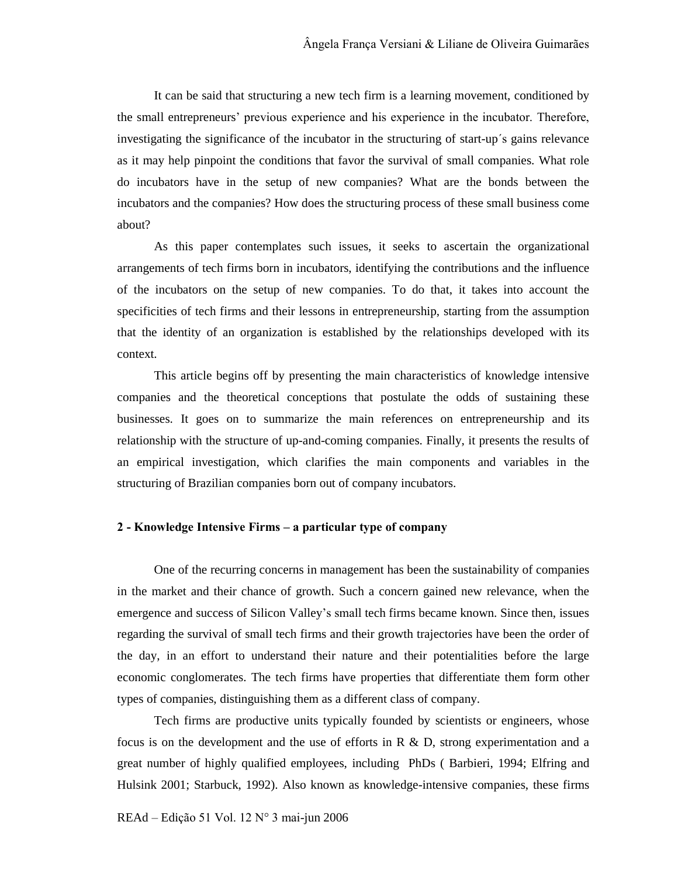It can be said that structuring a new tech firm is a learning movement, conditioned by the small entrepreneurs' previous experience and his experience in the incubator. Therefore, investigating the significance of the incubator in the structuring of start-up´s gains relevance as it may help pinpoint the conditions that favor the survival of small companies. What role do incubators have in the setup of new companies? What are the bonds between the incubators and the companies? How does the structuring process of these small business come about?

As this paper contemplates such issues, it seeks to ascertain the organizational arrangements of tech firms born in incubators, identifying the contributions and the influence of the incubators on the setup of new companies. To do that, it takes into account the specificities of tech firms and their lessons in entrepreneurship, starting from the assumption that the identity of an organization is established by the relationships developed with its context.

This article begins off by presenting the main characteristics of knowledge intensive companies and the theoretical conceptions that postulate the odds of sustaining these businesses. It goes on to summarize the main references on entrepreneurship and its relationship with the structure of up-and-coming companies. Finally, it presents the results of an empirical investigation, which clarifies the main components and variables in the structuring of Brazilian companies born out of company incubators.

## 2 - Knowledge Intensive Firms – a particular type of company

One of the recurring concerns in management has been the sustainability of companies in the market and their chance of growth. Such a concern gained new relevance, when the emergence and success of Silicon Valley's small tech firms became known. Since then, issues regarding the survival of small tech firms and their growth trajectories have been the order of the day, in an effort to understand their nature and their potentialities before the large economic conglomerates. The tech firms have properties that differentiate them form other types of companies, distinguishing them as a different class of company.

Tech firms are productive units typically founded by scientists or engineers, whose focus is on the development and the use of efforts in R & D, strong experimentation and a great number of highly qualified employees, including PhDs ( Barbieri, 1994; Elfring and Hulsink 2001; Starbuck, 1992). Also known as knowledge-intensive companies, these firms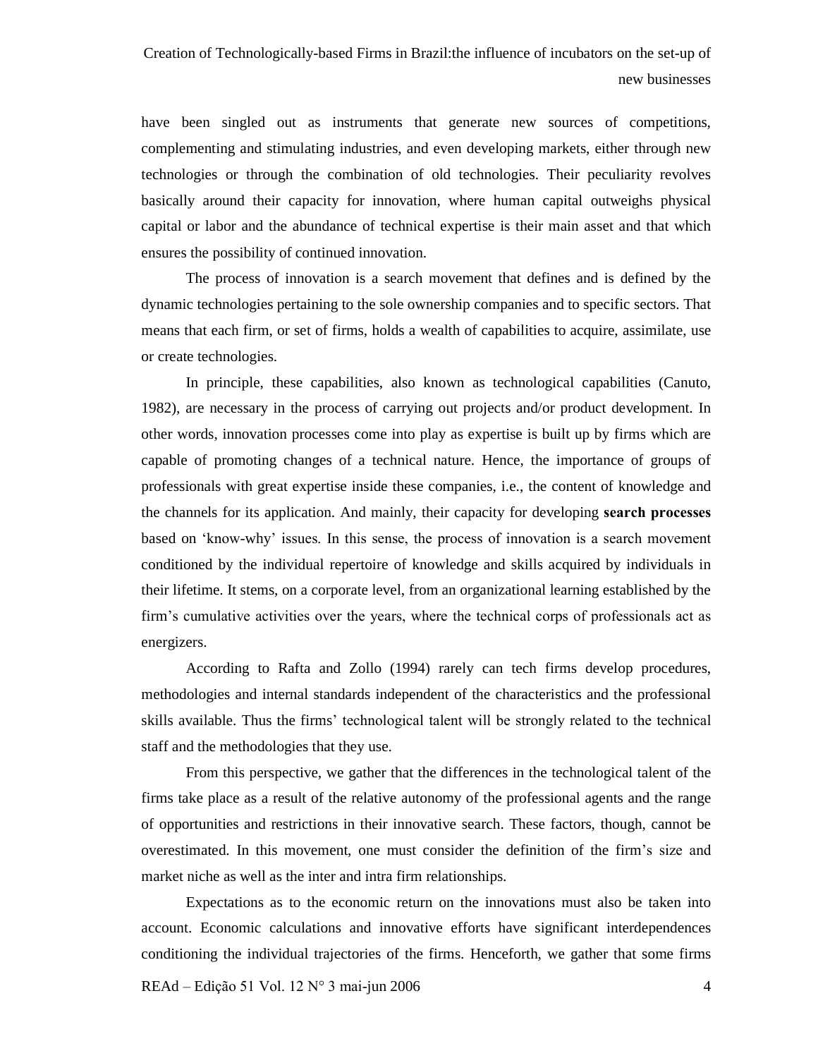have been singled out as instruments that generate new sources of competitions, complementing and stimulating industries, and even developing markets, either through new technologies or through the combination of old technologies. Their peculiarity revolves basically around their capacity for innovation, where human capital outweighs physical capital or labor and the abundance of technical expertise is their main asset and that which ensures the possibility of continued innovation.

The process of innovation is a search movement that defines and is defined by the dynamic technologies pertaining to the sole ownership companies and to specific sectors. That means that each firm, or set of firms, holds a wealth of capabilities to acquire, assimilate, use or create technologies.

In principle, these capabilities, also known as technological capabilities (Canuto, 1982), are necessary in the process of carrying out projects and/or product development. In other words, innovation processes come into play as expertise is built up by firms which are capable of promoting changes of a technical nature. Hence, the importance of groups of professionals with great expertise inside these companies, i.e., the content of knowledge and the channels for its application. And mainly, their capacity for developing **search processes** based on 'know-why' issues. In this sense, the process of innovation is a search movement conditioned by the individual repertoire of knowledge and skills acquired by individuals in their lifetime. It stems, on a corporate level, from an organizational learning established by the firm's cumulative activities over the years, where the technical corps of professionals act as energizers.

According to Rafta and Zollo (1994) rarely can tech firms develop procedures, methodologies and internal standards independent of the characteristics and the professional skills available. Thus the firms' technological talent will be strongly related to the technical staff and the methodologies that they use.

From this perspective, we gather that the differences in the technological talent of the firms take place as a result of the relative autonomy of the professional agents and the range of opportunities and restrictions in their innovative search. These factors, though, cannot be overestimated. In this movement, one must consider the definition of the firm's size and market niche as well as the inter and intra firm relationships.

Expectations as to the economic return on the innovations must also be taken into account. Economic calculations and innovative efforts have significant interdependences conditioning the individual trajectories of the firms. Henceforth, we gather that some firms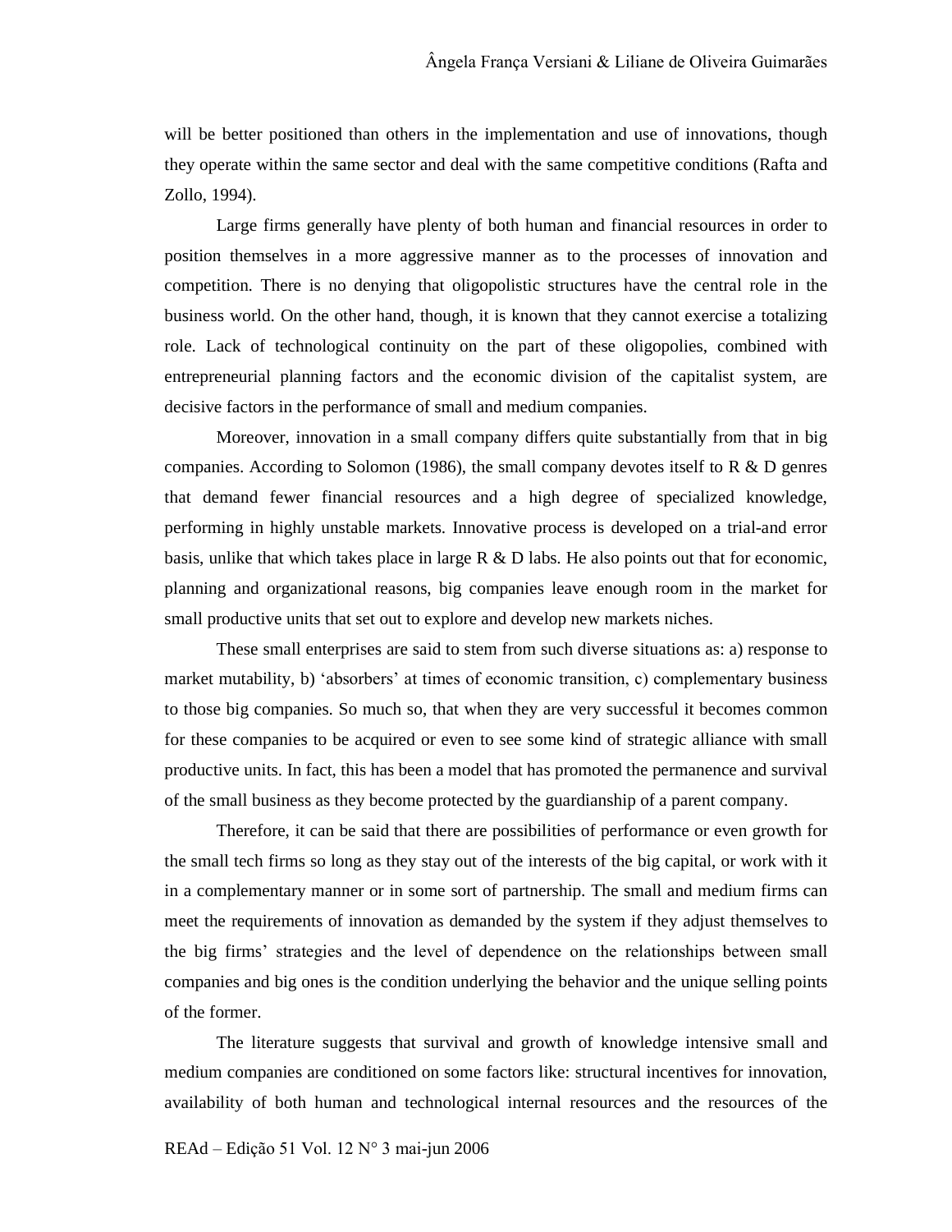will be better positioned than others in the implementation and use of innovations, though they operate within the same sector and deal with the same competitive conditions (Rafta and Zollo, 1994).

Large firms generally have plenty of both human and financial resources in order to position themselves in a more aggressive manner as to the processes of innovation and competition. There is no denying that oligopolistic structures have the central role in the business world. On the other hand, though, it is known that they cannot exercise a totalizing role. Lack of technological continuity on the part of these oligopolies, combined with entrepreneurial planning factors and the economic division of the capitalist system, are decisive factors in the performance of small and medium companies.

Moreover, innovation in a small company differs quite substantially from that in big companies. According to Solomon (1986), the small company devotes itself to R & D genres that demand fewer financial resources and a high degree of specialized knowledge, performing in highly unstable markets. Innovative process is developed on a trial-and error basis, unlike that which takes place in large R & D labs. He also points out that for economic, planning and organizational reasons, big companies leave enough room in the market for small productive units that set out to explore and develop new markets niches.

These small enterprises are said to stem from such diverse situations as: a) response to market mutability, b) 'absorbers' at times of economic transition, c) complementary business to those big companies. So much so, that when they are very successful it becomes common for these companies to be acquired or even to see some kind of strategic alliance with small productive units. In fact, this has been a model that has promoted the permanence and survival of the small business as they become protected by the guardianship of a parent company.

Therefore, it can be said that there are possibilities of performance or even growth for the small tech firms so long as they stay out of the interests of the big capital, or work with it in a complementary manner or in some sort of partnership. The small and medium firms can meet the requirements of innovation as demanded by the system if they adjust themselves to the big firms' strategies and the level of dependence on the relationships between small companies and big ones is the condition underlying the behavior and the unique selling points of the former.

The literature suggests that survival and growth of knowledge intensive small and medium companies are conditioned on some factors like: structural incentives for innovation, availability of both human and technological internal resources and the resources of the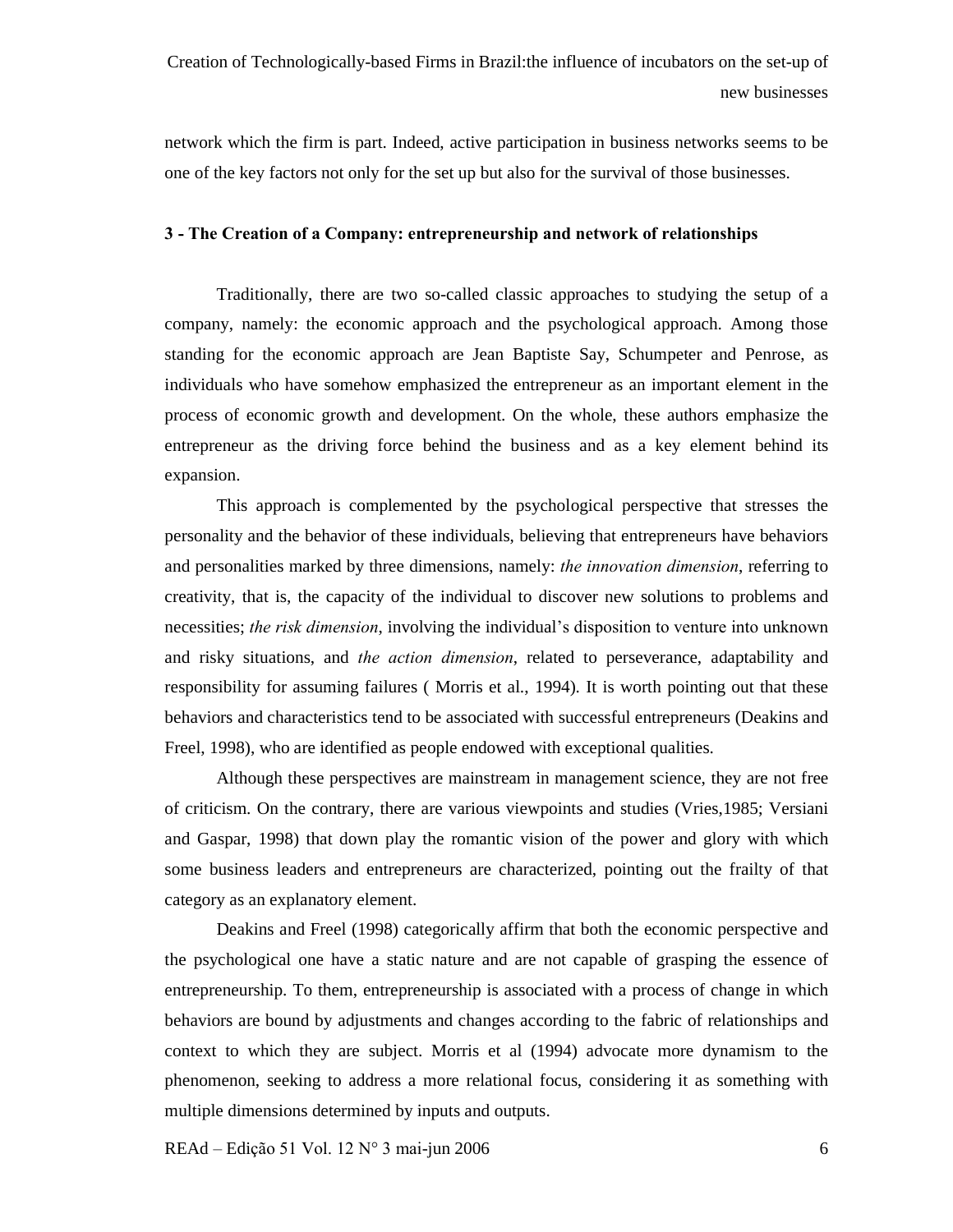network which the firm is part. Indeed, active participation in business networks seems to be one of the key factors not only for the set up but also for the survival of those businesses.

### 3 - The Creation of a Company: entrepreneurship and network of relationships

Traditionally, there are two so-called classic approaches to studying the setup of a company, namely: the economic approach and the psychological approach. Among those standing for the economic approach are Jean Baptiste Say, Schumpeter and Penrose, as individuals who have somehow emphasized the entrepreneur as an important element in the process of economic growth and development. On the whole, these authors emphasize the entrepreneur as the driving force behind the business and as a key element behind its expansion.

This approach is complemented by the psychological perspective that stresses the personality and the behavior of these individuals, believing that entrepreneurs have behaviors and personalities marked by three dimensions, namely: *the innovation dimension*, referring to creativity, that is, the capacity of the individual to discover new solutions to problems and necessities; *the risk dimension*, involving the individual's disposition to venture into unknown and risky situations, and *the action dimension*, related to perseverance, adaptability and responsibility for assuming failures ( Morris et al., 1994). It is worth pointing out that these behaviors and characteristics tend to be associated with successful entrepreneurs (Deakins and Freel, 1998), who are identified as people endowed with exceptional qualities.

Although these perspectives are mainstream in management science, they are not free of criticism. On the contrary, there are various viewpoints and studies (Vries,1985; Versiani and Gaspar, 1998) that down play the romantic vision of the power and glory with which some business leaders and entrepreneurs are characterized, pointing out the frailty of that category as an explanatory element.

Deakins and Freel (1998) categorically affirm that both the economic perspective and the psychological one have a static nature and are not capable of grasping the essence of entrepreneurship. To them, entrepreneurship is associated with a process of change in which behaviors are bound by adjustments and changes according to the fabric of relationships and context to which they are subject. Morris et al (1994) advocate more dynamism to the phenomenon, seeking to address a more relational focus, considering it as something with multiple dimensions determined by inputs and outputs.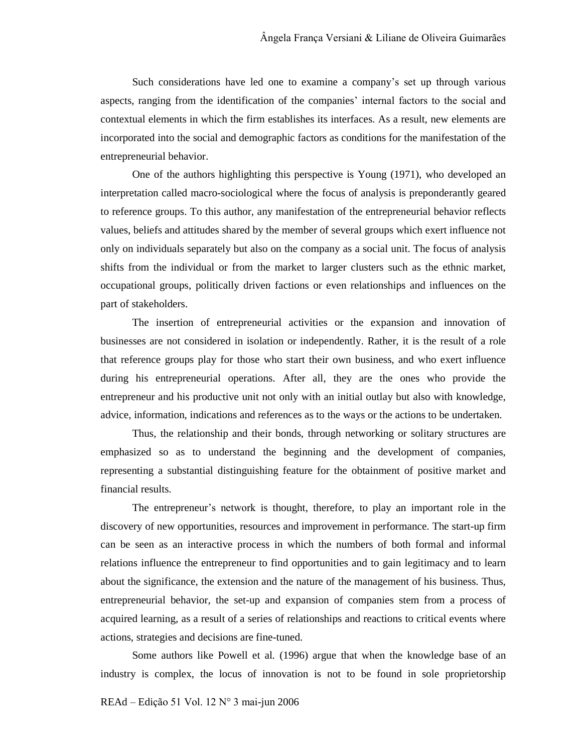Such considerations have led one to examine a company's set up through various aspects, ranging from the identification of the companies' internal factors to the social and contextual elements in which the firm establishes its interfaces. As a result, new elements are incorporated into the social and demographic factors as conditions for the manifestation of the entrepreneurial behavior.

One of the authors highlighting this perspective is Young (1971), who developed an interpretation called macro-sociological where the focus of analysis is preponderantly geared to reference groups. To this author, any manifestation of the entrepreneurial behavior reflects values, beliefs and attitudes shared by the member of several groups which exert influence not only on individuals separately but also on the company as a social unit. The focus of analysis shifts from the individual or from the market to larger clusters such as the ethnic market, occupational groups, politically driven factions or even relationships and influences on the part of stakeholders.

The insertion of entrepreneurial activities or the expansion and innovation of businesses are not considered in isolation or independently. Rather, it is the result of a role that reference groups play for those who start their own business, and who exert influence during his entrepreneurial operations. After all, they are the ones who provide the entrepreneur and his productive unit not only with an initial outlay but also with knowledge, advice, information, indications and references as to the ways or the actions to be undertaken.

Thus, the relationship and their bonds, through networking or solitary structures are emphasized so as to understand the beginning and the development of companies, representing a substantial distinguishing feature for the obtainment of positive market and financial results.

The entrepreneur's network is thought, therefore, to play an important role in the discovery of new opportunities, resources and improvement in performance. The start-up firm can be seen as an interactive process in which the numbers of both formal and informal relations influence the entrepreneur to find opportunities and to gain legitimacy and to learn about the significance, the extension and the nature of the management of his business. Thus, entrepreneurial behavior, the set-up and expansion of companies stem from a process of acquired learning, as a result of a series of relationships and reactions to critical events where actions, strategies and decisions are fine-tuned.

Some authors like Powell et al. (1996) argue that when the knowledge base of an industry is complex, the locus of innovation is not to be found in sole proprietorship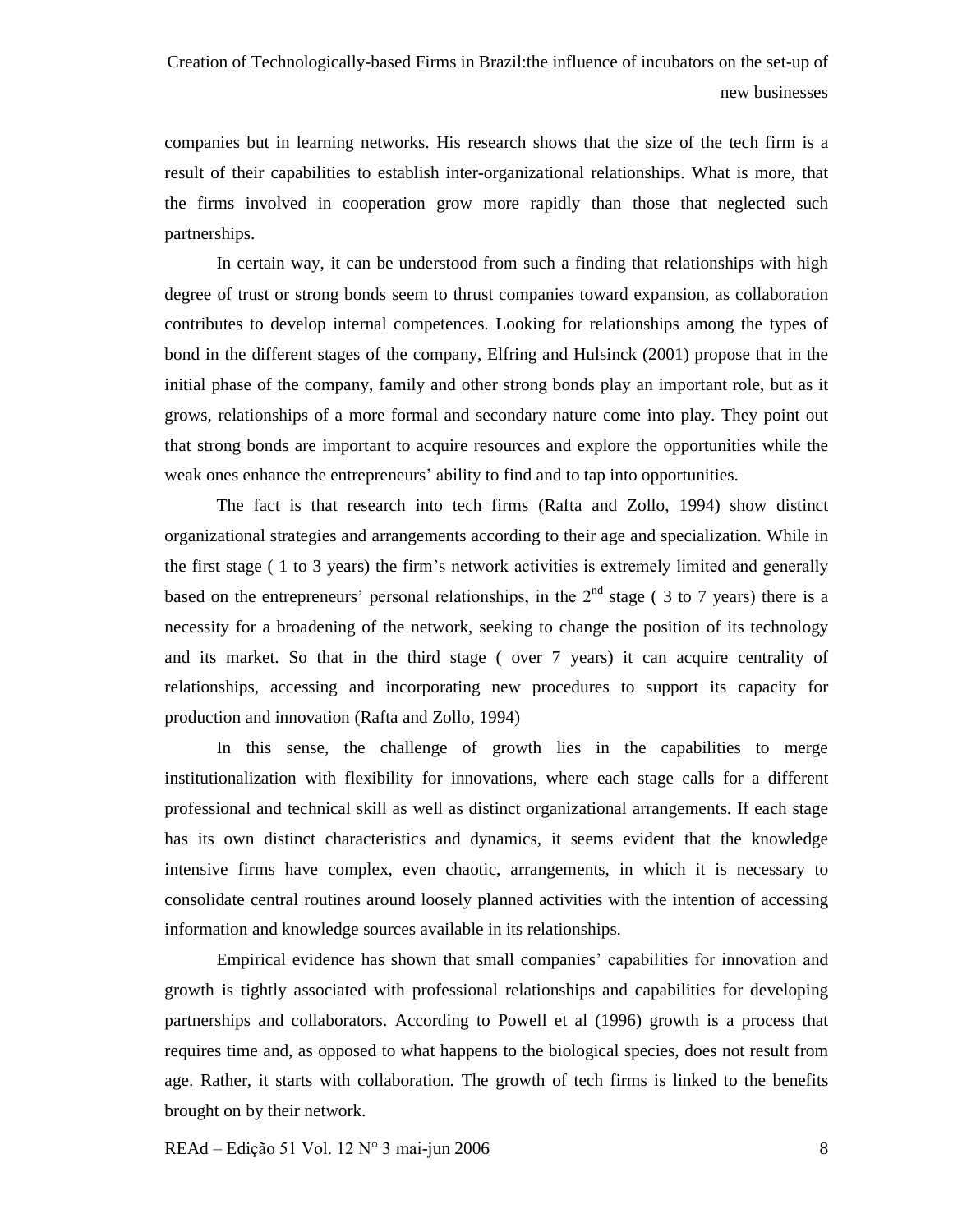companies but in learning networks. His research shows that the size of the tech firm is a result of their capabilities to establish inter-organizational relationships. What is more, that the firms involved in cooperation grow more rapidly than those that neglected such partnerships.

In certain way, it can be understood from such a finding that relationships with high degree of trust or strong bonds seem to thrust companies toward expansion, as collaboration contributes to develop internal competences. Looking for relationships among the types of bond in the different stages of the company, Elfring and Hulsinck (2001) propose that in the initial phase of the company, family and other strong bonds play an important role, but as it grows, relationships of a more formal and secondary nature come into play. They point out that strong bonds are important to acquire resources and explore the opportunities while the weak ones enhance the entrepreneurs' ability to find and to tap into opportunities.

The fact is that research into tech firms (Rafta and Zollo, 1994) show distinct organizational strategies and arrangements according to their age and specialization. While in the first stage ( 1 to 3 years) the firm's network activities is extremely limited and generally based on the entrepreneurs' personal relationships, in the 2nd stage ( 3 to 7 years) there is a necessity for a broadening of the network, seeking to change the position of its technology and its market. So that in the third stage ( over 7 years) it can acquire centrality of relationships, accessing and incorporating new procedures to support its capacity for production and innovation (Rafta and Zollo, 1994)

In this sense, the challenge of growth lies in the capabilities to merge institutionalization with flexibility for innovations, where each stage calls for a different professional and technical skill as well as distinct organizational arrangements. If each stage has its own distinct characteristics and dynamics, it seems evident that the knowledge intensive firms have complex, even chaotic, arrangements, in which it is necessary to consolidate central routines around loosely planned activities with the intention of accessing information and knowledge sources available in its relationships.

Empirical evidence has shown that small companies' capabilities for innovation and growth is tightly associated with professional relationships and capabilities for developing partnerships and collaborators. According to Powell et al (1996) growth is a process that requires time and, as opposed to what happens to the biological species, does not result from age. Rather, it starts with collaboration. The growth of tech firms is linked to the benefits brought on by their network.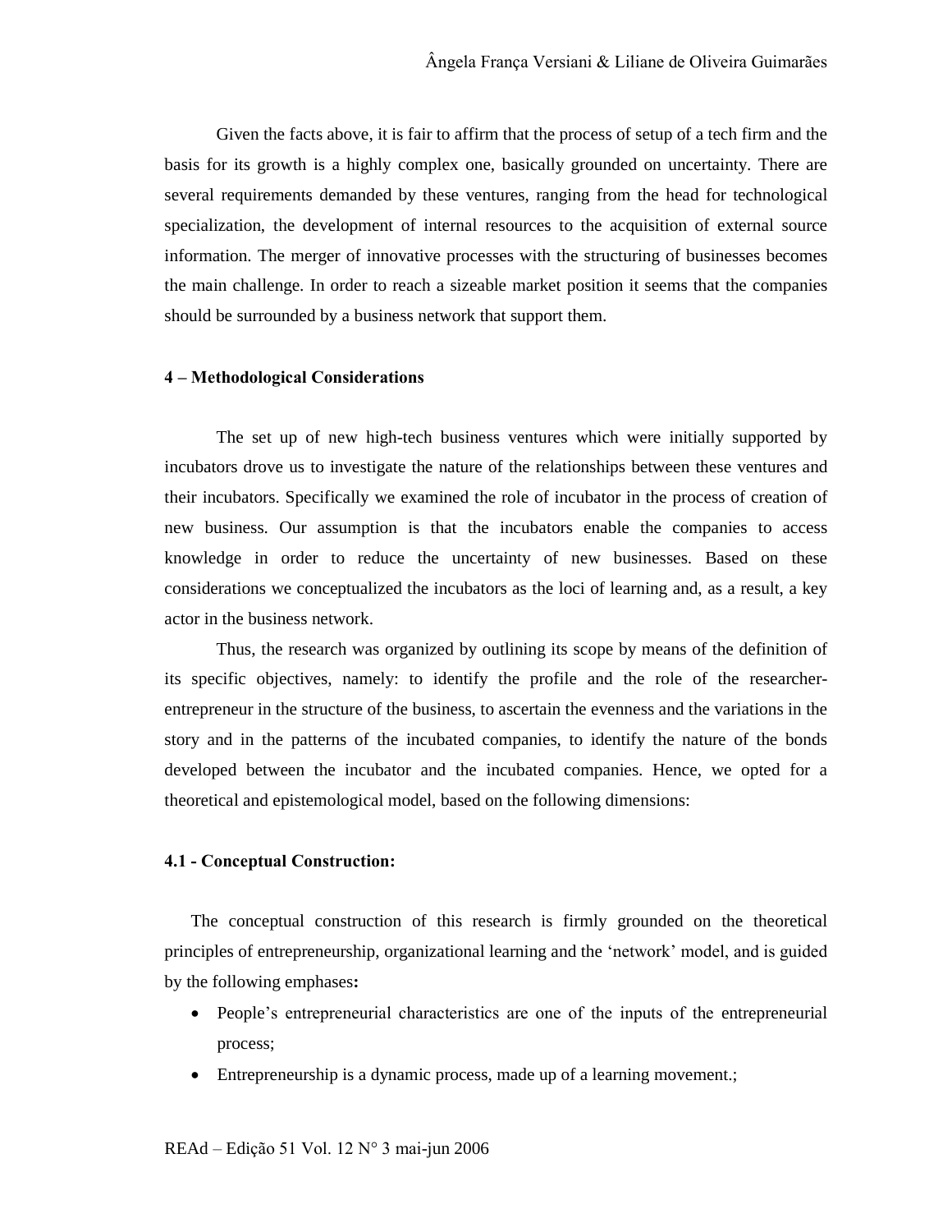Given the facts above, it is fair to affirm that the process of setup of a tech firm and the basis for its growth is a highly complex one, basically grounded on uncertainty. There are several requirements demanded by these ventures, ranging from the head for technological specialization, the development of internal resources to the acquisition of external source information. The merger of innovative processes with the structuring of businesses becomes the main challenge. In order to reach a sizeable market position it seems that the companies should be surrounded by a business network that support them.

## 4 – Methodological Considerations

The set up of new high-tech business ventures which were initially supported by incubators drove us to investigate the nature of the relationships between these ventures and their incubators. Specifically we examined the role of incubator in the process of creation of new business. Our assumption is that the incubators enable the companies to access knowledge in order to reduce the uncertainty of new businesses. Based on these considerations we conceptualized the incubators as the loci of learning and, as a result, a key actor in the business network.

Thus, the research was organized by outlining its scope by means of the definition of its specific objectives, namely: to identify the profile and the role of the researcher-entrepreneur in the structure of the business, to ascertain the evenness and the variations in the story and in the patterns of the incubated companies, to identify the nature of the bonds developed between the incubator and the incubated companies. Hence, we opted for a theoretical and epistemological model, based on the following dimensions:

### 4.1 - Conceptual Construction:

The conceptual construction of this research is firmly grounded on the theoretical principles of entrepreneurship, organizational learning and the 'network' model, and is guided by the following emphases**:**

- People's entrepreneurial characteristics are one of the inputs of the entrepreneurial process;
- Entrepreneurship is a dynamic process, made up of a learning movement.;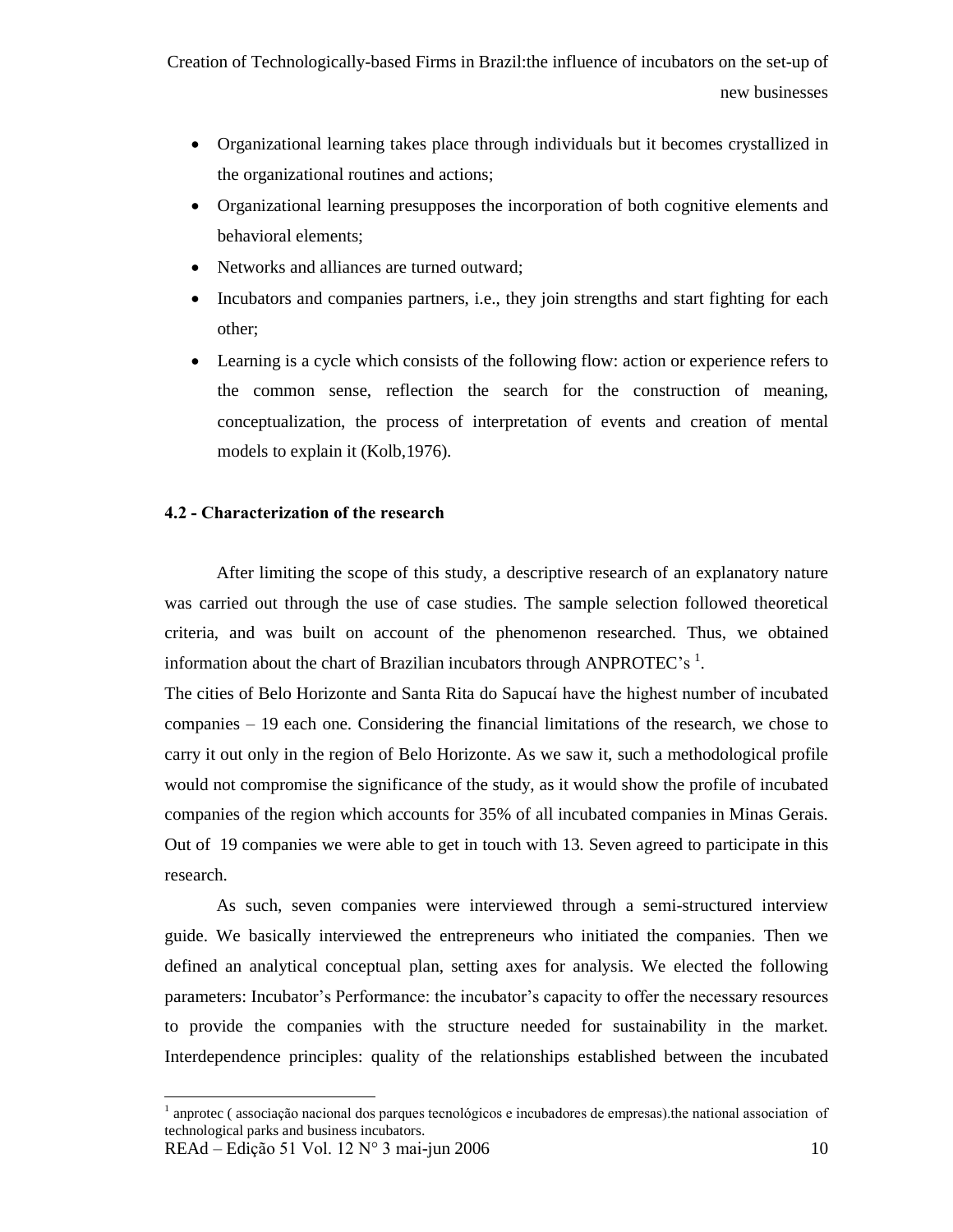- Organizational learning takes place through individuals but it becomes crystallized in the organizational routines and actions;
- Organizational learning presupposes the incorporation of both cognitive elements and behavioral elements;
- Networks and alliances are turned outward;
- Incubators and companies partners, i.e., they join strengths and start fighting for each other;
- Learning is a cycle which consists of the following flow: action or experience refers to the common sense, reflection the search for the construction of meaning, conceptualization, the process of interpretation of events and creation of mental models to explain it (Kolb,1976).

**4.2 - Characterization of the research**

After limiting the scope of this study, a descriptive research of an explanatory nature was carried out through the use of case studies. The sample selection followed theoretical criteria, and was built on account of the phenomenon researched. Thus, we obtained information about the chart of Brazilian incubators through ANPROTEC's [1].

The cities of Belo Horizonte and Santa Rita do Sapucaí have the highest number of incubated companies – 19 each one. Considering the financial limitations of the research, we chose to carry it out only in the region of Belo Horizonte. As we saw it, such a methodological profile would not compromise the significance of the study, as it would show the profile of incubated companies of the region which accounts for 35% of all incubated companies in Minas Gerais. Out of 19 companies we were able to get in touch with 13. Seven agreed to participate in this research.

As such, seven companies were interviewed through a semi-structured interview guide. We basically interviewed the entrepreneurs who initiated the companies. Then we defined an analytical conceptual plan, setting axes for analysis. We elected the following parameters: Incubator's Performance: the incubator's capacity to offer the necessary resources to provide the companies with the structure needed for sustainability in the market. Interdependence principles: quality of the relationships established between the incubated

[1] anprotec ( associação nacional dos parques tecnológicos e incubadores de empresas).the national association of technological parks and business incubators.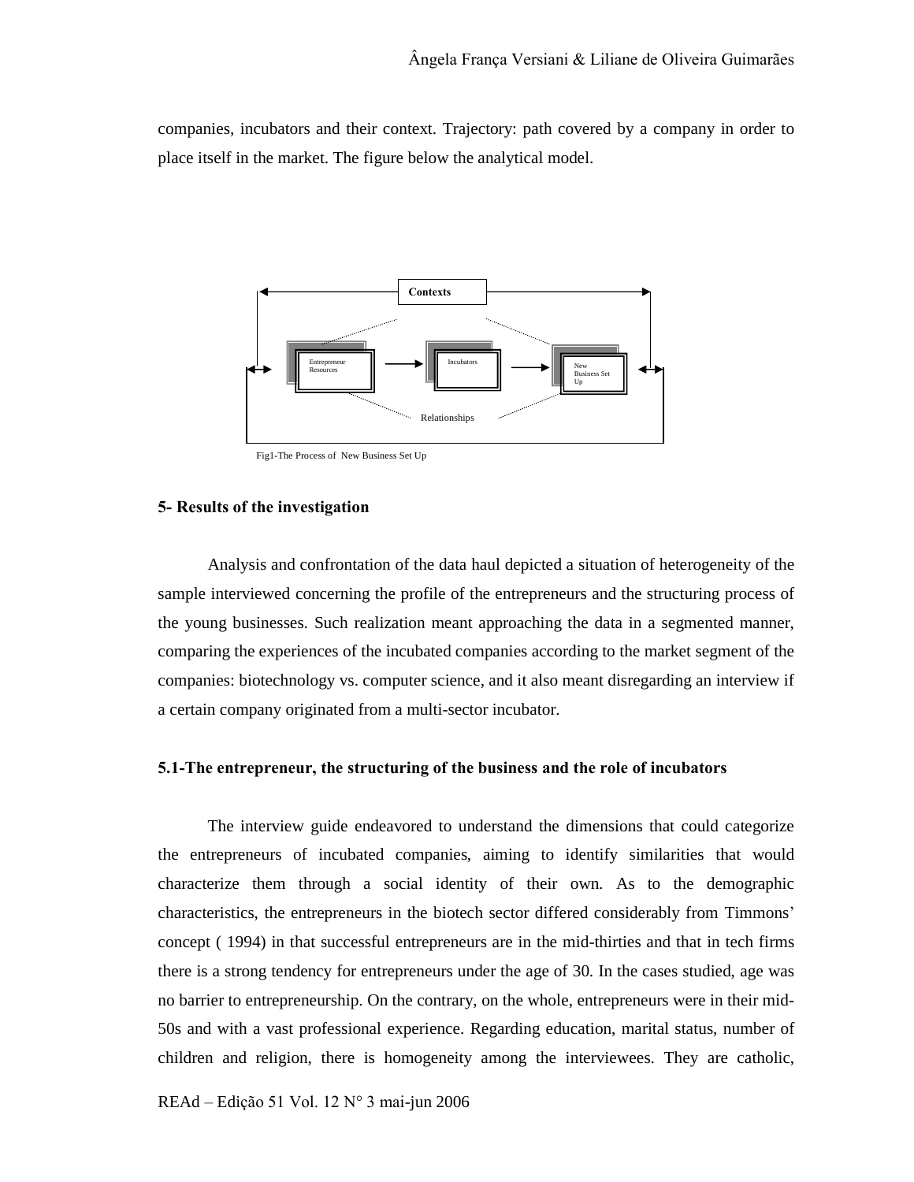companies, incubators and their context. Trajectory: path covered by a company in order to place itself in the market. The figure below the analytical model.

Contexts

Entrepreneur Resources → Incubators → New Business Set Up

Relationships

Fig1-The Process of New Business Set Up

## 5- Results of the investigation

Analysis and confrontation of the data haul depicted a situation of heterogeneity of the sample interviewed concerning the profile of the entrepreneurs and the structuring process of the young businesses. Such realization meant approaching the data in a segmented manner, comparing the experiences of the incubated companies according to the market segment of the companies: biotechnology vs. computer science, and it also meant disregarding an interview if a certain company originated from a multi-sector incubator.

### 5.1-The entrepreneur, the structuring of the business and the role of incubators

The interview guide endeavored to understand the dimensions that could categorize the entrepreneurs of incubated companies, aiming to identify similarities that would characterize them through a social identity of their own. As to the demographic characteristics, the entrepreneurs in the biotech sector differed considerably from Timmons' concept ( 1994) in that successful entrepreneurs are in the mid-thirties and that in tech firms there is a strong tendency for entrepreneurs under the age of 30. In the cases studied, age was no barrier to entrepreneurship. On the contrary, on the whole, entrepreneurs were in their mid-50s and with a vast professional experience. Regarding education, marital status, number of children and religion, there is homogeneity among the interviewees. They are catholic,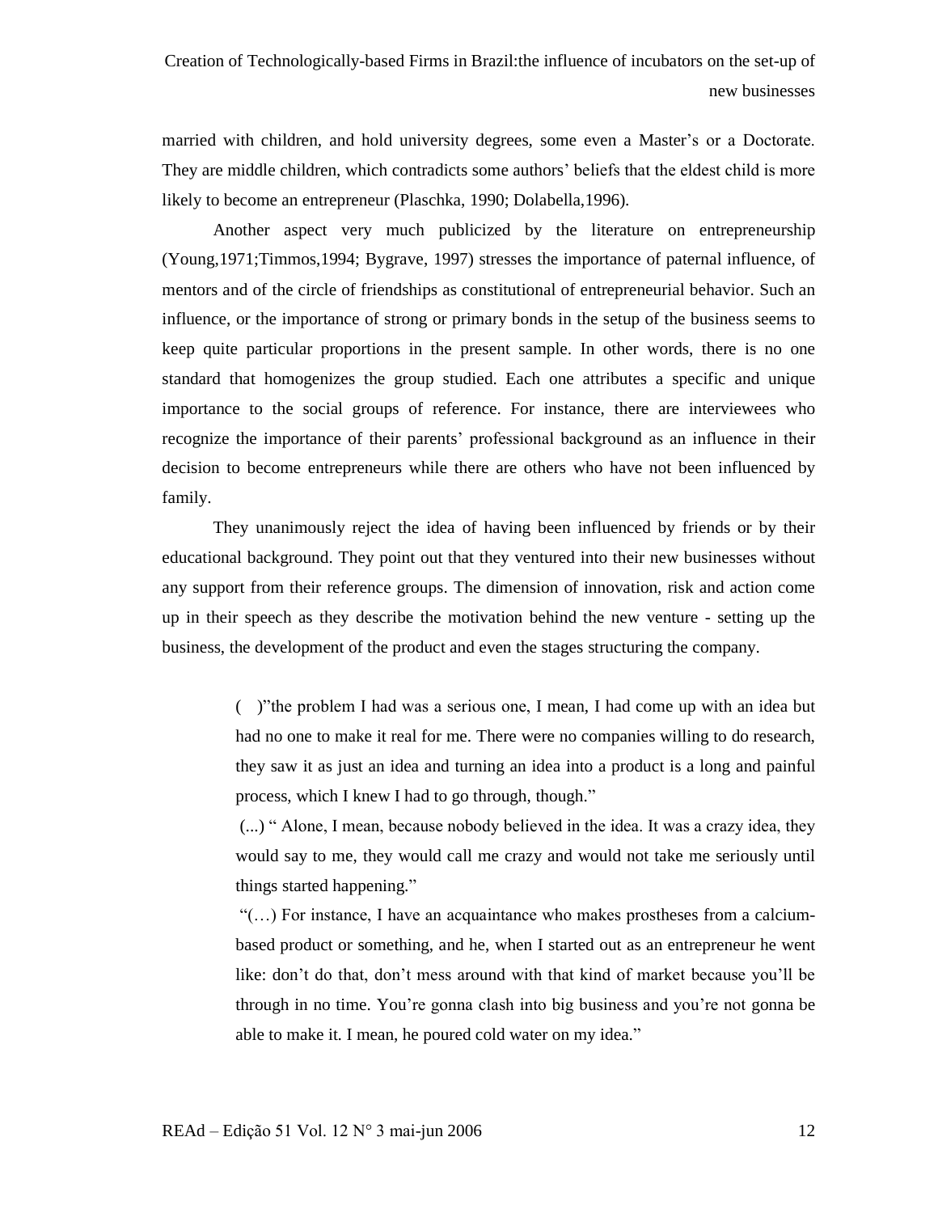married with children, and hold university degrees, some even a Master's or a Doctorate. They are middle children, which contradicts some authors' beliefs that the eldest child is more likely to become an entrepreneur (Plaschka, 1990; Dolabella,1996).

Another aspect very much publicized by the literature on entrepreneurship (Young,1971;Timmos,1994; Bygrave, 1997) stresses the importance of paternal influence, of mentors and of the circle of friendships as constitutional of entrepreneurial behavior. Such an influence, or the importance of strong or primary bonds in the setup of the business seems to keep quite particular proportions in the present sample. In other words, there is no one standard that homogenizes the group studied. Each one attributes a specific and unique importance to the social groups of reference. For instance, there are interviewees who recognize the importance of their parents' professional background as an influence in their decision to become entrepreneurs while there are others who have not been influenced by family.

They unanimously reject the idea of having been influenced by friends or by their educational background. They point out that they ventured into their new businesses without any support from their reference groups. The dimension of innovation, risk and action come up in their speech as they describe the motivation behind the new venture - setting up the business, the development of the product and even the stages structuring the company.

> ( )"the problem I had was a serious one, I mean, I had come up with an idea but had no one to make it real for me. There were no companies willing to do research, they saw it as just an idea and turning an idea into a product is a long and painful process, which I knew I had to go through, though."
>
> (...) " Alone, I mean, because nobody believed in the idea. It was a crazy idea, they would say to me, they would call me crazy and would not take me seriously until things started happening."
>
> "(…) For instance, I have an acquaintance who makes prostheses from a calcium-based product or something, and he, when I started out as an entrepreneur he went like: don't do that, don't mess around with that kind of market because you'll be through in no time. You're gonna clash into big business and you're not gonna be able to make it. I mean, he poured cold water on my idea."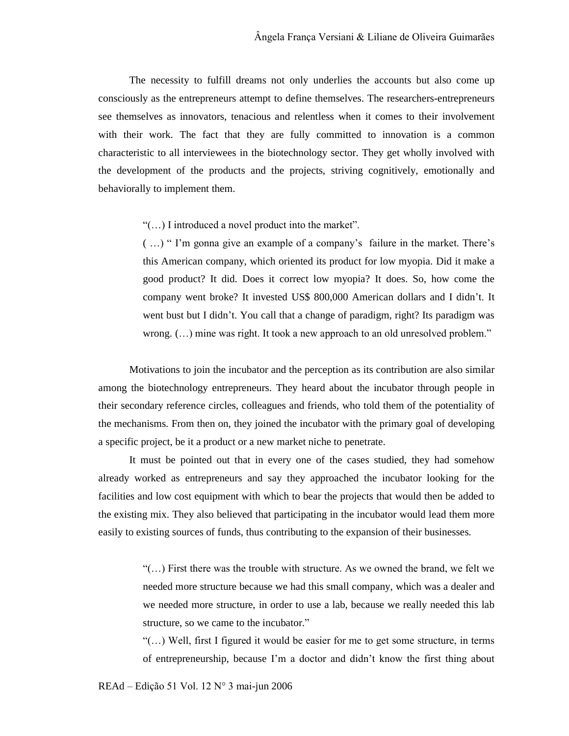The necessity to fulfill dreams not only underlies the accounts but also come up consciously as the entrepreneurs attempt to define themselves. The researchers-entrepreneurs see themselves as innovators, tenacious and relentless when it comes to their involvement with their work. The fact that they are fully committed to innovation is a common characteristic to all interviewees in the biotechnology sector. They get wholly involved with the development of the products and the projects, striving cognitively, emotionally and behaviorally to implement them.

> "(…) I introduced a novel product into the market".
>
> ( …) " I'm gonna give an example of a company's failure in the market. There's this American company, which oriented its product for low myopia. Did it make a good product? It did. Does it correct low myopia? It does. So, how come the company went broke? It invested US$ 800,000 American dollars and I didn't. It went bust but I didn't. You call that a change of paradigm, right? Its paradigm was wrong. (…) mine was right. It took a new approach to an old unresolved problem."

Motivations to join the incubator and the perception as its contribution are also similar among the biotechnology entrepreneurs. They heard about the incubator through people in their secondary reference circles, colleagues and friends, who told them of the potentiality of the mechanisms. From then on, they joined the incubator with the primary goal of developing a specific project, be it a product or a new market niche to penetrate.

It must be pointed out that in every one of the cases studied, they had somehow already worked as entrepreneurs and say they approached the incubator looking for the facilities and low cost equipment with which to bear the projects that would then be added to the existing mix. They also believed that participating in the incubator would lead them more easily to existing sources of funds, thus contributing to the expansion of their businesses.

> "(…) First there was the trouble with structure. As we owned the brand, we felt we needed more structure because we had this small company, which was a dealer and we needed more structure, in order to use a lab, because we really needed this lab structure, so we came to the incubator."
>
> "(…) Well, first I figured it would be easier for me to get some structure, in terms of entrepreneurship, because I'm a doctor and didn't know the first thing about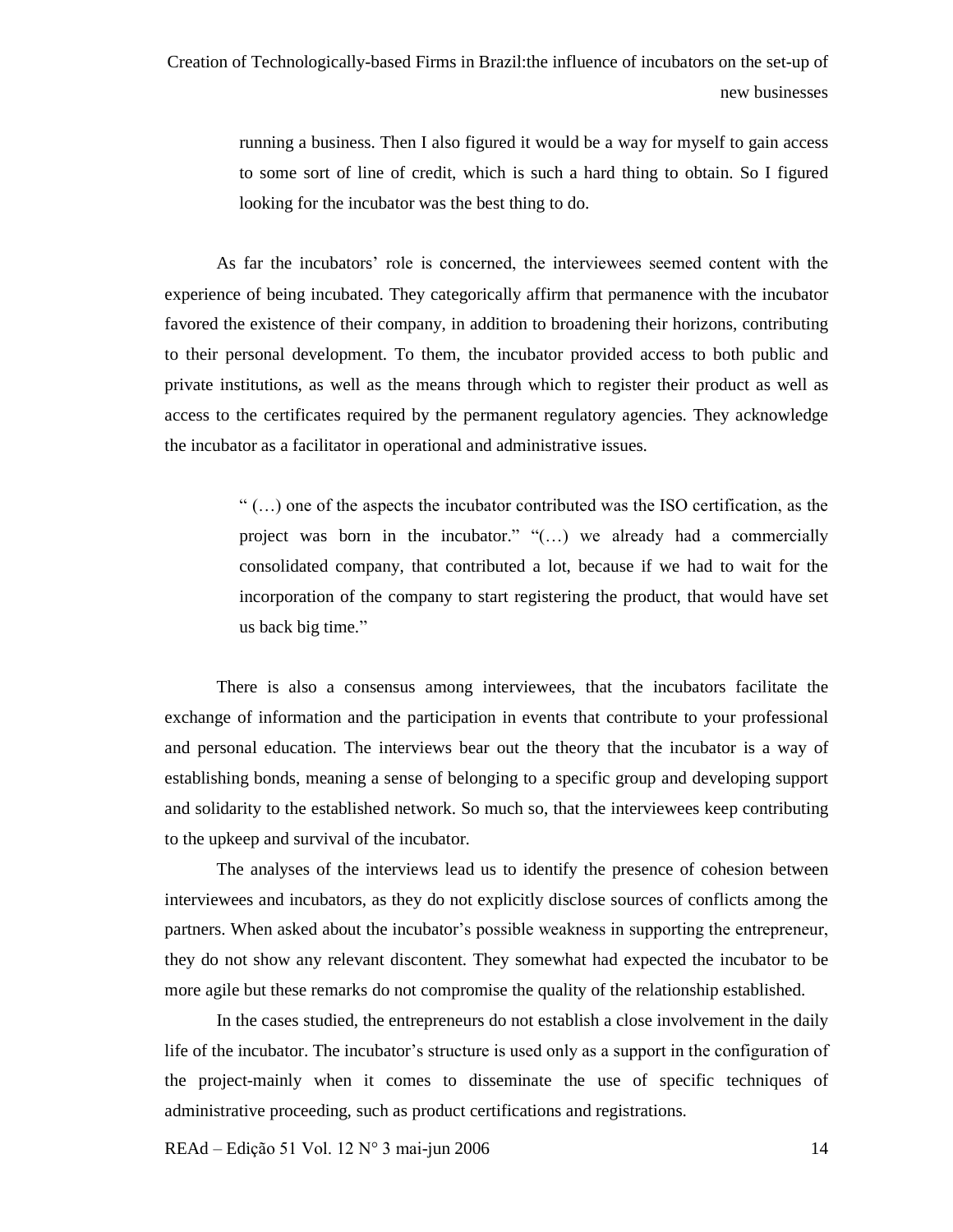> running a business. Then I also figured it would be a way for myself to gain access to some sort of line of credit, which is such a hard thing to obtain. So I figured looking for the incubator was the best thing to do.

As far the incubators' role is concerned, the interviewees seemed content with the experience of being incubated. They categorically affirm that permanence with the incubator favored the existence of their company, in addition to broadening their horizons, contributing to their personal development. To them, the incubator provided access to both public and private institutions, as well as the means through which to register their product as well as access to the certificates required by the permanent regulatory agencies. They acknowledge the incubator as a facilitator in operational and administrative issues.

> " (…) one of the aspects the incubator contributed was the ISO certification, as the project was born in the incubator." "(…) we already had a commercially consolidated company, that contributed a lot, because if we had to wait for the incorporation of the company to start registering the product, that would have set us back big time."

There is also a consensus among interviewees, that the incubators facilitate the exchange of information and the participation in events that contribute to your professional and personal education. The interviews bear out the theory that the incubator is a way of establishing bonds, meaning a sense of belonging to a specific group and developing support and solidarity to the established network. So much so, that the interviewees keep contributing to the upkeep and survival of the incubator.

The analyses of the interviews lead us to identify the presence of cohesion between interviewees and incubators, as they do not explicitly disclose sources of conflicts among the partners. When asked about the incubator's possible weakness in supporting the entrepreneur, they do not show any relevant discontent. They somewhat had expected the incubator to be more agile but these remarks do not compromise the quality of the relationship established.

In the cases studied, the entrepreneurs do not establish a close involvement in the daily life of the incubator. The incubator's structure is used only as a support in the configuration of the project-mainly when it comes to disseminate the use of specific techniques of administrative proceeding, such as product certifications and registrations.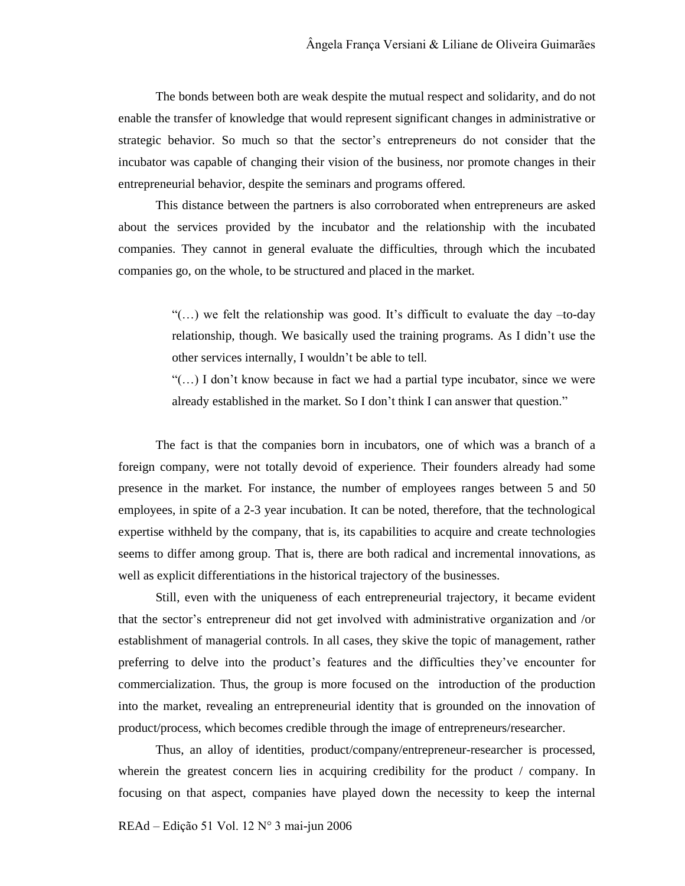The bonds between both are weak despite the mutual respect and solidarity, and do not enable the transfer of knowledge that would represent significant changes in administrative or strategic behavior. So much so that the sector's entrepreneurs do not consider that the incubator was capable of changing their vision of the business, nor promote changes in their entrepreneurial behavior, despite the seminars and programs offered.

This distance between the partners is also corroborated when entrepreneurs are asked about the services provided by the incubator and the relationship with the incubated companies. They cannot in general evaluate the difficulties, through which the incubated companies go, on the whole, to be structured and placed in the market.

> "(…) we felt the relationship was good. It's difficult to evaluate the day –to-day relationship, though. We basically used the training programs. As I didn't use the other services internally, I wouldn't be able to tell.
>
> "(…) I don't know because in fact we had a partial type incubator, since we were already established in the market. So I don't think I can answer that question."

The fact is that the companies born in incubators, one of which was a branch of a foreign company, were not totally devoid of experience. Their founders already had some presence in the market. For instance, the number of employees ranges between 5 and 50 employees, in spite of a 2-3 year incubation. It can be noted, therefore, that the technological expertise withheld by the company, that is, its capabilities to acquire and create technologies seems to differ among group. That is, there are both radical and incremental innovations, as well as explicit differentiations in the historical trajectory of the businesses.

Still, even with the uniqueness of each entrepreneurial trajectory, it became evident that the sector's entrepreneur did not get involved with administrative organization and /or establishment of managerial controls. In all cases, they skive the topic of management, rather preferring to delve into the product's features and the difficulties they've encounter for commercialization. Thus, the group is more focused on the introduction of the production into the market, revealing an entrepreneurial identity that is grounded on the innovation of product/process, which becomes credible through the image of entrepreneurs/researcher.

Thus, an alloy of identities, product/company/entrepreneur-researcher is processed, wherein the greatest concern lies in acquiring credibility for the product / company. In focusing on that aspect, companies have played down the necessity to keep the internal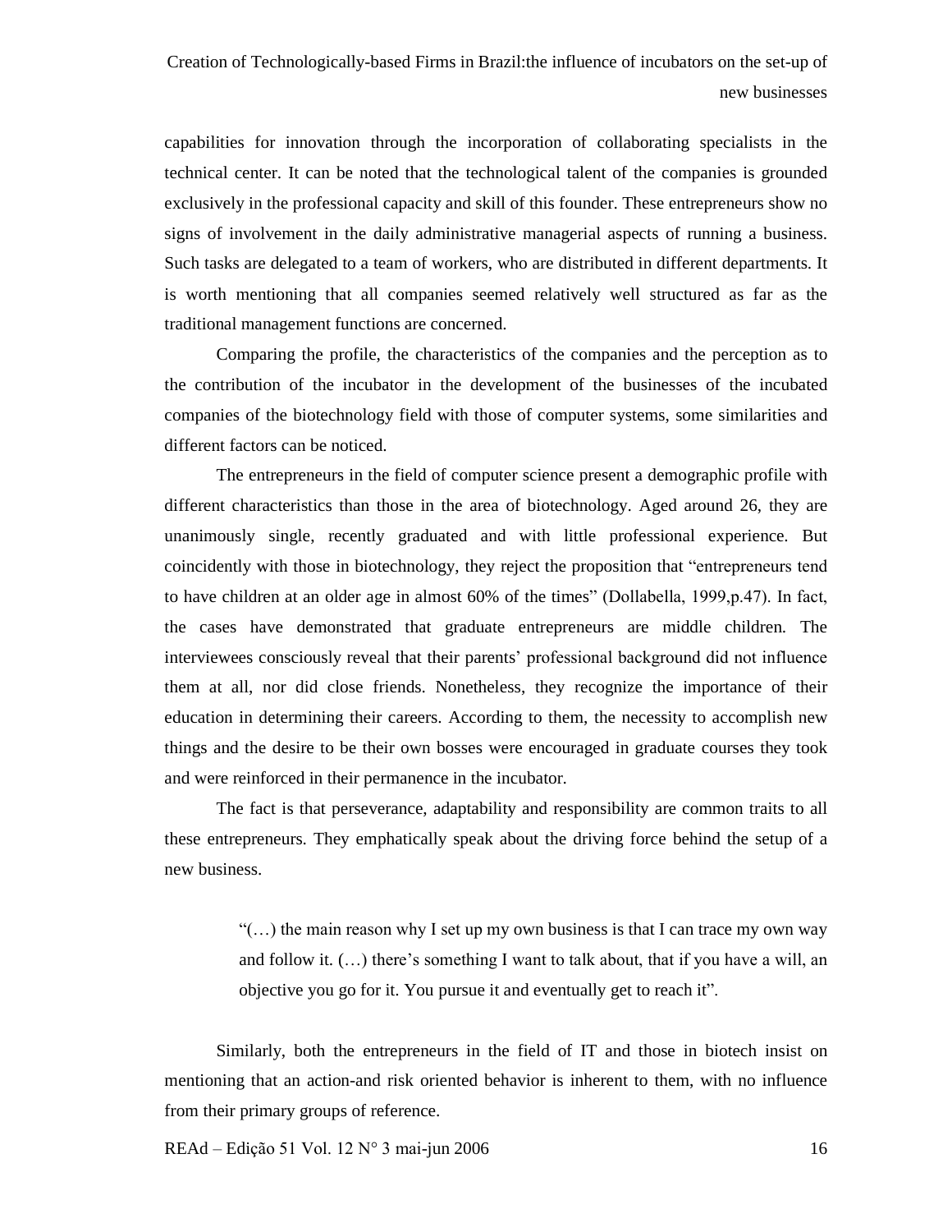capabilities for innovation through the incorporation of collaborating specialists in the technical center. It can be noted that the technological talent of the companies is grounded exclusively in the professional capacity and skill of this founder. These entrepreneurs show no signs of involvement in the daily administrative managerial aspects of running a business. Such tasks are delegated to a team of workers, who are distributed in different departments. It is worth mentioning that all companies seemed relatively well structured as far as the traditional management functions are concerned.

Comparing the profile, the characteristics of the companies and the perception as to the contribution of the incubator in the development of the businesses of the incubated companies of the biotechnology field with those of computer systems, some similarities and different factors can be noticed.

The entrepreneurs in the field of computer science present a demographic profile with different characteristics than those in the area of biotechnology. Aged around 26, they are unanimously single, recently graduated and with little professional experience. But coincidently with those in biotechnology, they reject the proposition that "entrepreneurs tend to have children at an older age in almost 60% of the times" (Dollabella, 1999,p.47). In fact, the cases have demonstrated that graduate entrepreneurs are middle children. The interviewees consciously reveal that their parents' professional background did not influence them at all, nor did close friends. Nonetheless, they recognize the importance of their education in determining their careers. According to them, the necessity to accomplish new things and the desire to be their own bosses were encouraged in graduate courses they took and were reinforced in their permanence in the incubator.

The fact is that perseverance, adaptability and responsibility are common traits to all these entrepreneurs. They emphatically speak about the driving force behind the setup of a new business.

> "(…) the main reason why I set up my own business is that I can trace my own way and follow it. (…) there's something I want to talk about, that if you have a will, an objective you go for it. You pursue it and eventually get to reach it".

Similarly, both the entrepreneurs in the field of IT and those in biotech insist on mentioning that an action-and risk oriented behavior is inherent to them, with no influence from their primary groups of reference.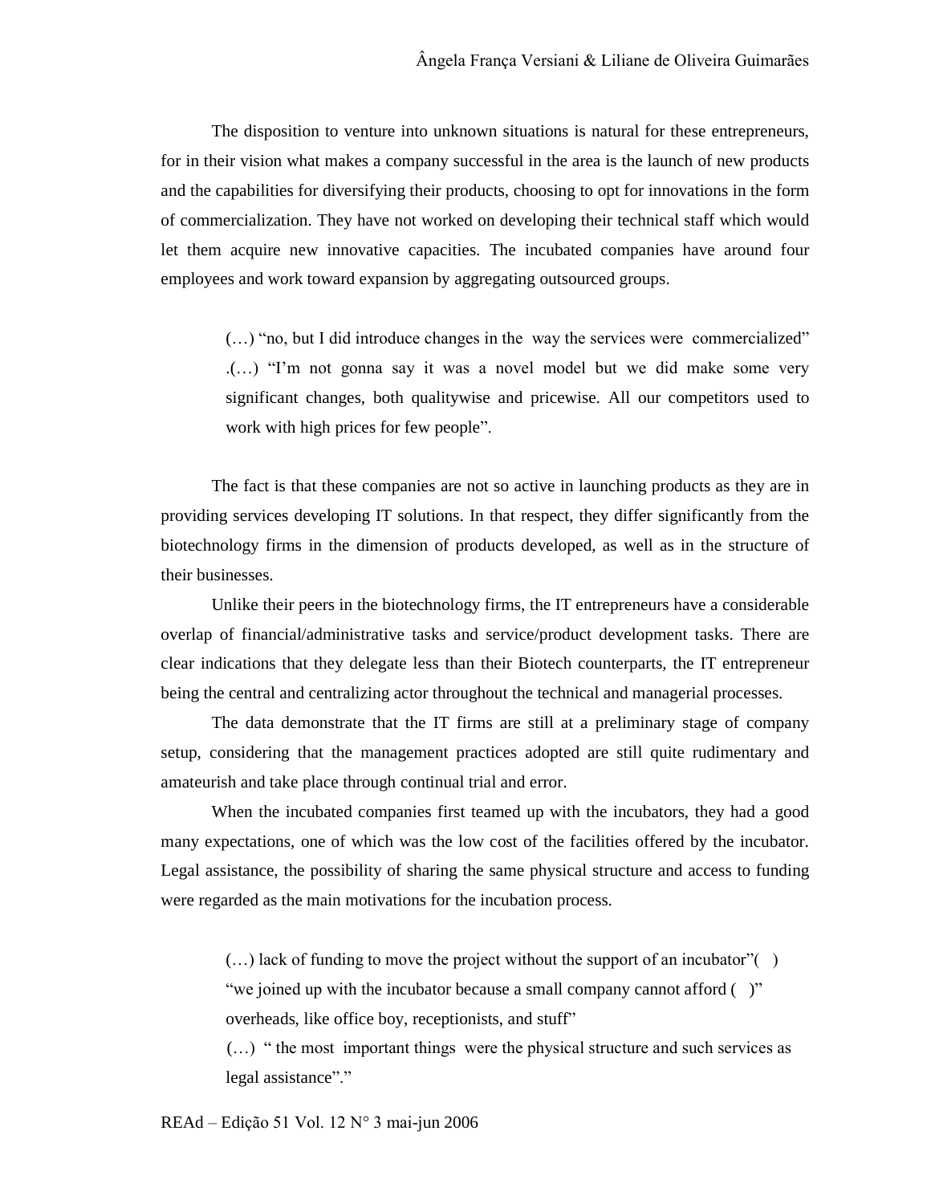The disposition to venture into unknown situations is natural for these entrepreneurs, for in their vision what makes a company successful in the area is the launch of new products and the capabilities for diversifying their products, choosing to opt for innovations in the form of commercialization. They have not worked on developing their technical staff which would let them acquire new innovative capacities. The incubated companies have around four employees and work toward expansion by aggregating outsourced groups.

> (…) "no, but I did introduce changes in the way the services were commercialized" .(…) "I'm not gonna say it was a novel model but we did make some very significant changes, both qualitywise and pricewise. All our competitors used to work with high prices for few people".

The fact is that these companies are not so active in launching products as they are in providing services developing IT solutions. In that respect, they differ significantly from the biotechnology firms in the dimension of products developed, as well as in the structure of their businesses.

Unlike their peers in the biotechnology firms, the IT entrepreneurs have a considerable overlap of financial/administrative tasks and service/product development tasks. There are clear indications that they delegate less than their Biotech counterparts, the IT entrepreneur being the central and centralizing actor throughout the technical and managerial processes.

The data demonstrate that the IT firms are still at a preliminary stage of company setup, considering that the management practices adopted are still quite rudimentary and amateurish and take place through continual trial and error.

When the incubated companies first teamed up with the incubators, they had a good many expectations, one of which was the low cost of the facilities offered by the incubator. Legal assistance, the possibility of sharing the same physical structure and access to funding were regarded as the main motivations for the incubation process.

> (…) lack of funding to move the project without the support of an incubator"( )
> "we joined up with the incubator because a small company cannot afford ( )" overheads, like office boy, receptionists, and stuff"
> (…) " the most important things were the physical structure and such services as legal assistance"."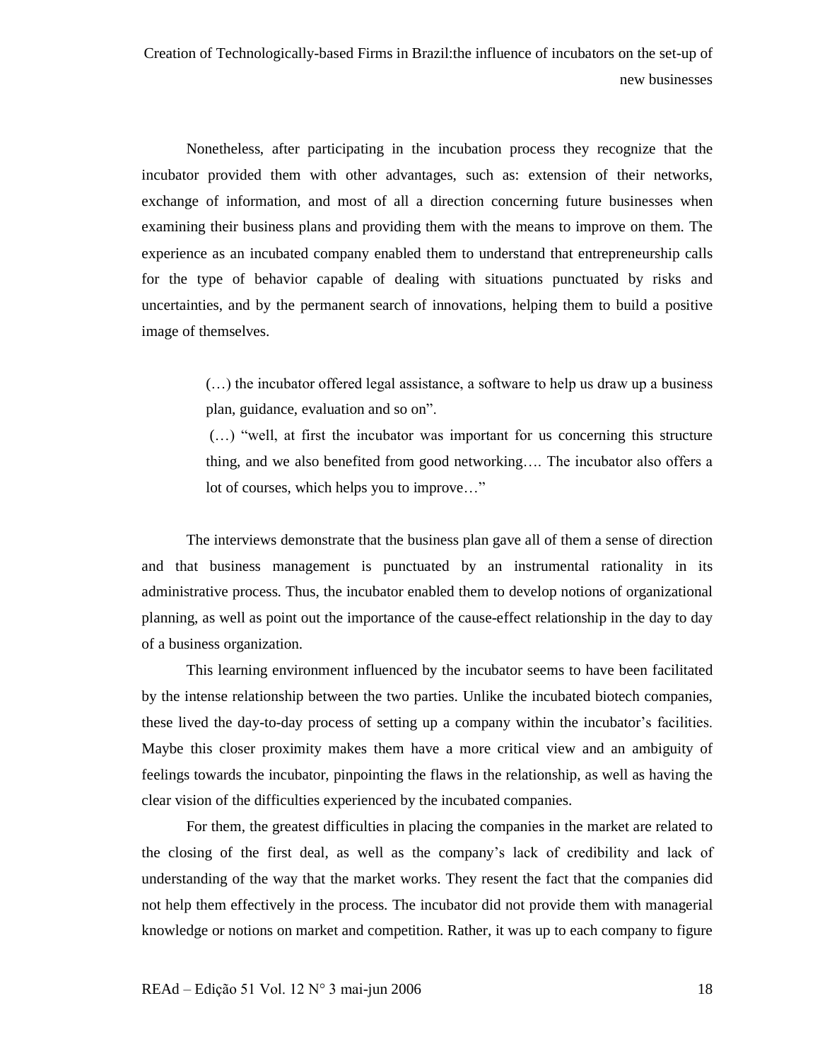Nonetheless, after participating in the incubation process they recognize that the incubator provided them with other advantages, such as: extension of their networks, exchange of information, and most of all a direction concerning future businesses when examining their business plans and providing them with the means to improve on them. The experience as an incubated company enabled them to understand that entrepreneurship calls for the type of behavior capable of dealing with situations punctuated by risks and uncertainties, and by the permanent search of innovations, helping them to build a positive image of themselves.

> (…) the incubator offered legal assistance, a software to help us draw up a business plan, guidance, evaluation and so on".
>
> (…) "well, at first the incubator was important for us concerning this structure thing, and we also benefited from good networking…. The incubator also offers a lot of courses, which helps you to improve…"

The interviews demonstrate that the business plan gave all of them a sense of direction and that business management is punctuated by an instrumental rationality in its administrative process. Thus, the incubator enabled them to develop notions of organizational planning, as well as point out the importance of the cause-effect relationship in the day to day of a business organization.

This learning environment influenced by the incubator seems to have been facilitated by the intense relationship between the two parties. Unlike the incubated biotech companies, these lived the day-to-day process of setting up a company within the incubator's facilities. Maybe this closer proximity makes them have a more critical view and an ambiguity of feelings towards the incubator, pinpointing the flaws in the relationship, as well as having the clear vision of the difficulties experienced by the incubated companies.

For them, the greatest difficulties in placing the companies in the market are related to the closing of the first deal, as well as the company's lack of credibility and lack of understanding of the way that the market works. They resent the fact that the companies did not help them effectively in the process. The incubator did not provide them with managerial knowledge or notions on market and competition. Rather, it was up to each company to figure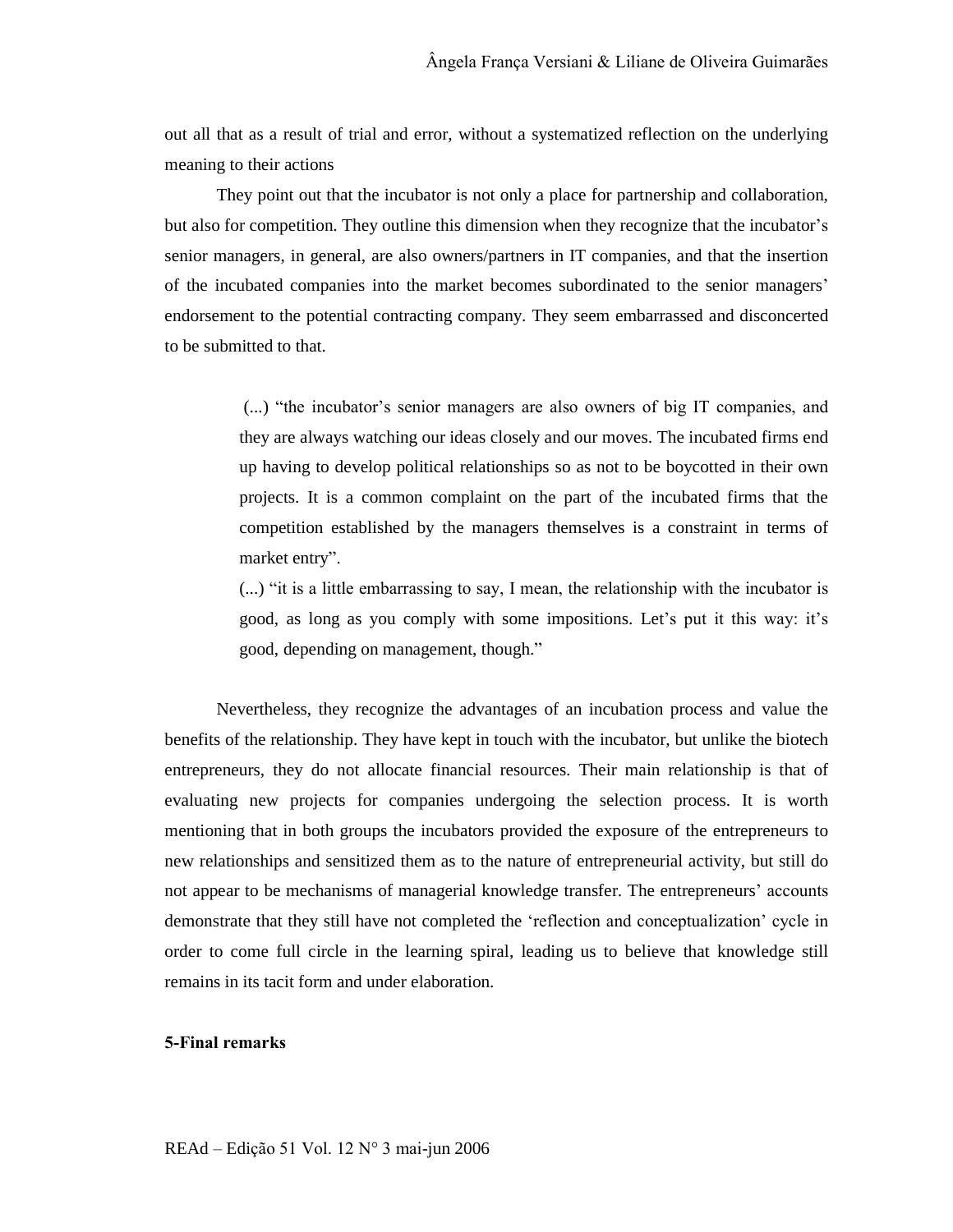out all that as a result of trial and error, without a systematized reflection on the underlying meaning to their actions

They point out that the incubator is not only a place for partnership and collaboration, but also for competition. They outline this dimension when they recognize that the incubator's senior managers, in general, are also owners/partners in IT companies, and that the insertion of the incubated companies into the market becomes subordinated to the senior managers' endorsement to the potential contracting company. They seem embarrassed and disconcerted to be submitted to that.

> (...) "the incubator's senior managers are also owners of big IT companies, and they are always watching our ideas closely and our moves. The incubated firms end up having to develop political relationships so as not to be boycotted in their own projects. It is a common complaint on the part of the incubated firms that the competition established by the managers themselves is a constraint in terms of market entry".
>
> (...) "it is a little embarrassing to say, I mean, the relationship with the incubator is good, as long as you comply with some impositions. Let's put it this way: it's good, depending on management, though."

Nevertheless, they recognize the advantages of an incubation process and value the benefits of the relationship. They have kept in touch with the incubator, but unlike the biotech entrepreneurs, they do not allocate financial resources. Their main relationship is that of evaluating new projects for companies undergoing the selection process. It is worth mentioning that in both groups the incubators provided the exposure of the entrepreneurs to new relationships and sensitized them as to the nature of entrepreneurial activity, but still do not appear to be mechanisms of managerial knowledge transfer. The entrepreneurs' accounts demonstrate that they still have not completed the 'reflection and conceptualization' cycle in order to come full circle in the learning spiral, leading us to believe that knowledge still remains in its tacit form and under elaboration.

**5-Final remarks**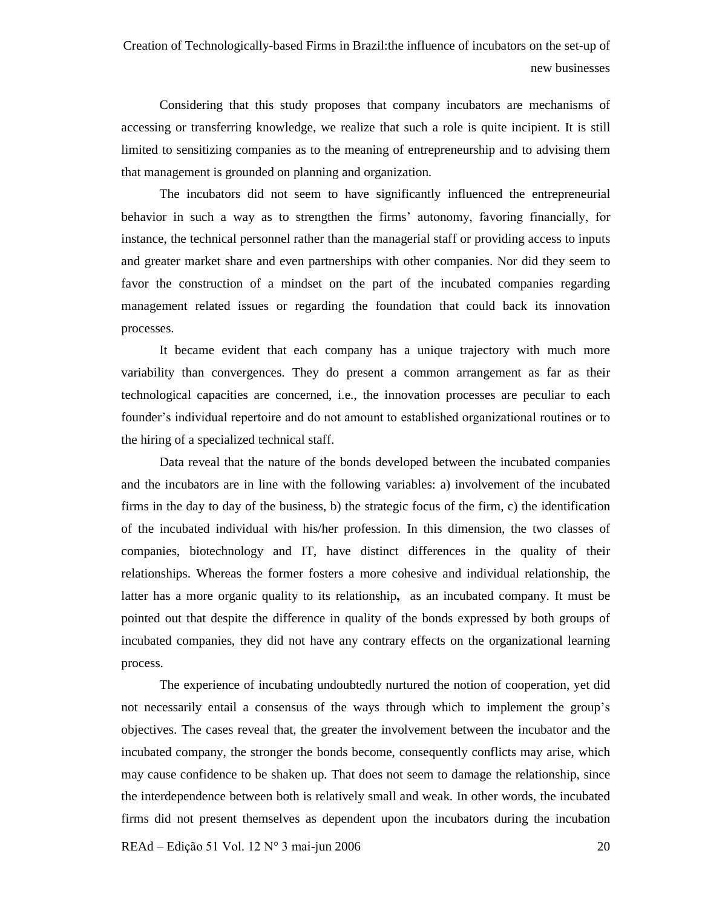Considering that this study proposes that company incubators are mechanisms of accessing or transferring knowledge, we realize that such a role is quite incipient. It is still limited to sensitizing companies as to the meaning of entrepreneurship and to advising them that management is grounded on planning and organization.

The incubators did not seem to have significantly influenced the entrepreneurial behavior in such a way as to strengthen the firms' autonomy, favoring financially, for instance, the technical personnel rather than the managerial staff or providing access to inputs and greater market share and even partnerships with other companies. Nor did they seem to favor the construction of a mindset on the part of the incubated companies regarding management related issues or regarding the foundation that could back its innovation processes.

It became evident that each company has a unique trajectory with much more variability than convergences. They do present a common arrangement as far as their technological capacities are concerned, i.e., the innovation processes are peculiar to each founder's individual repertoire and do not amount to established organizational routines or to the hiring of a specialized technical staff.

Data reveal that the nature of the bonds developed between the incubated companies and the incubators are in line with the following variables: a) involvement of the incubated firms in the day to day of the business, b) the strategic focus of the firm, c) the identification of the incubated individual with his/her profession. In this dimension, the two classes of companies, biotechnology and IT, have distinct differences in the quality of their relationships. Whereas the former fosters a more cohesive and individual relationship, the latter has a more organic quality to its relationship**,** as an incubated company. It must be pointed out that despite the difference in quality of the bonds expressed by both groups of incubated companies, they did not have any contrary effects on the organizational learning process.

The experience of incubating undoubtedly nurtured the notion of cooperation, yet did not necessarily entail a consensus of the ways through which to implement the group's objectives. The cases reveal that, the greater the involvement between the incubator and the incubated company, the stronger the bonds become, consequently conflicts may arise, which may cause confidence to be shaken up. That does not seem to damage the relationship, since the interdependence between both is relatively small and weak. In other words, the incubated firms did not present themselves as dependent upon the incubators during the incubation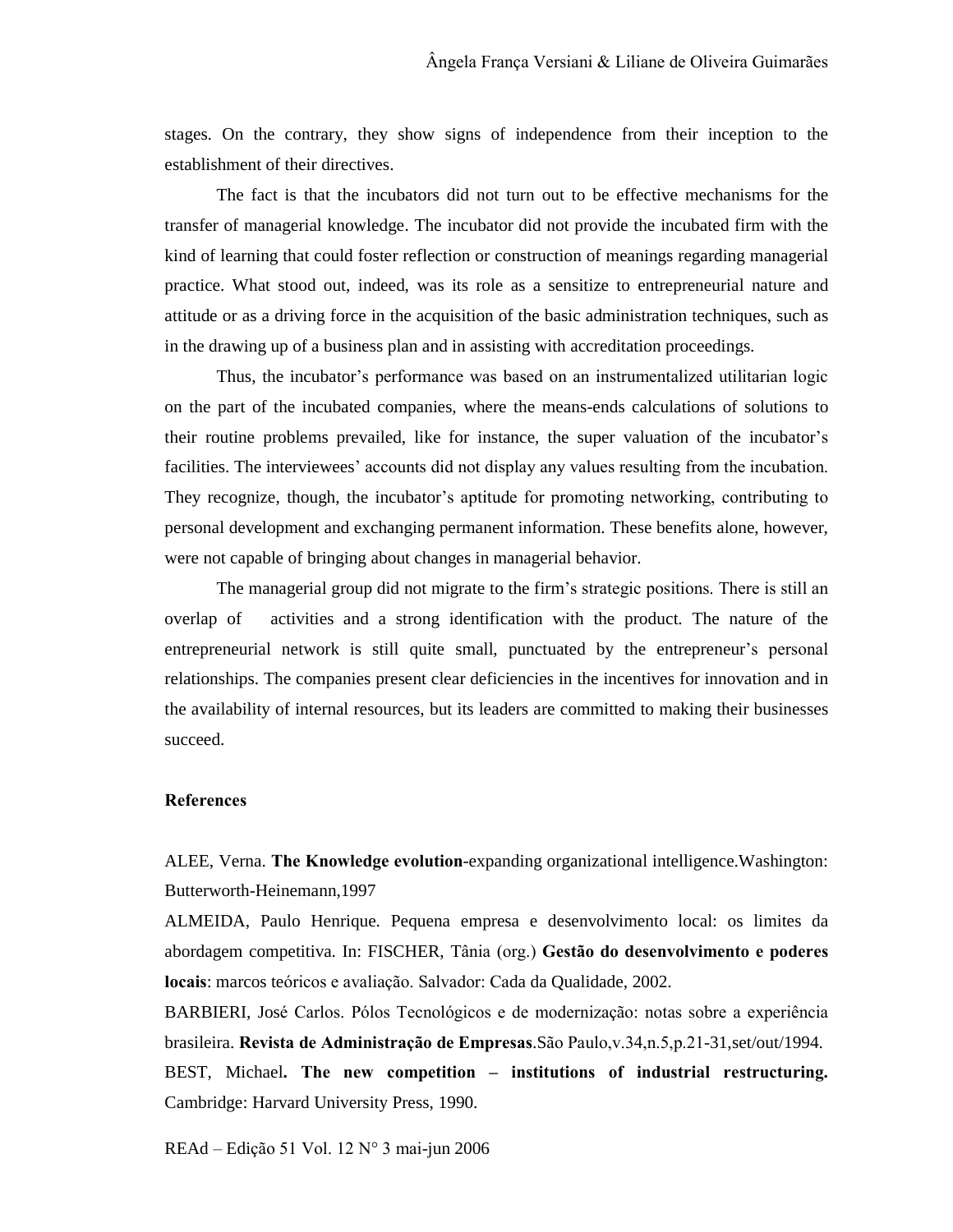stages. On the contrary, they show signs of independence from their inception to the establishment of their directives.

The fact is that the incubators did not turn out to be effective mechanisms for the transfer of managerial knowledge. The incubator did not provide the incubated firm with the kind of learning that could foster reflection or construction of meanings regarding managerial practice. What stood out, indeed, was its role as a sensitize to entrepreneurial nature and attitude or as a driving force in the acquisition of the basic administration techniques, such as in the drawing up of a business plan and in assisting with accreditation proceedings.

Thus, the incubator's performance was based on an instrumentalized utilitarian logic on the part of the incubated companies, where the means-ends calculations of solutions to their routine problems prevailed, like for instance, the super valuation of the incubator's facilities. The interviewees' accounts did not display any values resulting from the incubation. They recognize, though, the incubator's aptitude for promoting networking, contributing to personal development and exchanging permanent information. These benefits alone, however, were not capable of bringing about changes in managerial behavior.

The managerial group did not migrate to the firm's strategic positions. There is still an overlap of activities and a strong identification with the product. The nature of the entrepreneurial network is still quite small, punctuated by the entrepreneur's personal relationships. The companies present clear deficiencies in the incentives for innovation and in the availability of internal resources, but its leaders are committed to making their businesses succeed.

## References

ALEE, Verna. **The Knowledge evolution**-expanding organizational intelligence.Washington: Butterworth-Heinemann,1997

ALMEIDA, Paulo Henrique. Pequena empresa e desenvolvimento local: os limites da abordagem competitiva. In: FISCHER, Tânia (org.) **Gestão do desenvolvimento e poderes locais**: marcos teóricos e avaliação. Salvador: Cada da Qualidade, 2002.

BARBIERI, José Carlos. Pólos Tecnológicos e de modernização: notas sobre a experiência brasileira. **Revista de Administração de Empresas**.São Paulo,v.34,n.5,p.21-31,set/out/1994.

BEST, Michael**. The new competition – institutions of industrial restructuring.** Cambridge: Harvard University Press, 1990.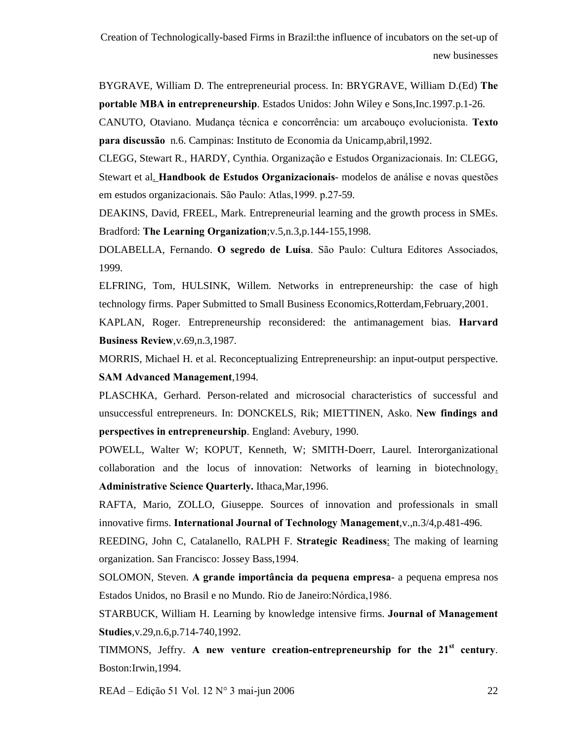BYGRAVE, William D. The entrepreneurial process. In: BRYGRAVE, William D.(Ed) **The portable MBA in entrepreneurship**. Estados Unidos: John Wiley e Sons,Inc.1997.p.1-26.

CANUTO, Otaviano. Mudança técnica e concorrência: um arcabouço evolucionista. **Texto para discussão** n.6. Campinas: Instituto de Economia da Unicamp,abril,1992.

CLEGG, Stewart R., HARDY, Cynthia. Organização e Estudos Organizacionais. In: CLEGG, Stewart et al. **Handbook de Estudos Organizacionais**- modelos de análise e novas questões em estudos organizacionais. São Paulo: Atlas,1999. p.27-59.

DEAKINS, David, FREEL, Mark. Entrepreneurial learning and the growth process in SMEs. Bradford: **The Learning Organization**;v.5,n.3,p.144-155,1998.

DOLABELLA, Fernando. **O segredo de Luísa**. São Paulo: Cultura Editores Associados, 1999.

ELFRING, Tom, HULSINK, Willem. Networks in entrepreneurship: the case of high technology firms. Paper Submitted to Small Business Economics,Rotterdam,February,2001.

KAPLAN, Roger. Entrepreneurship reconsidered: the antimanagement bias. **Harvard Business Review**,v.69,n.3,1987.

MORRIS, Michael H. et al. Reconceptualizing Entrepreneurship: an input-output perspective. **SAM Advanced Management**,1994.

PLASCHKA, Gerhard. Person-related and microsocial characteristics of successful and unsuccessful entrepreneurs. In: DONCKELS, Rik; MIETTINEN, Asko. **New findings and perspectives in entrepreneurship**. England: Avebury, 1990.

POWELL, Walter W; KOPUT, Kenneth, W; SMITH-Doerr, Laurel. Interorganizational collaboration and the locus of innovation: Networks of learning in biotechnology. **Administrative Science Quarterly.** Ithaca,Mar,1996.

RAFTA, Mario, ZOLLO, Giuseppe. Sources of innovation and professionals in small innovative firms. **International Journal of Technology Management**,v.,n.3/4,p.481-496.

REEDING, John C, Catalanello, RALPH F. **Strategic Readiness**: The making of learning organization. San Francisco: Jossey Bass,1994.

SOLOMON, Steven. **A grande importância da pequena empresa**- a pequena empresa nos Estados Unidos, no Brasil e no Mundo. Rio de Janeiro:Nórdica,1986.

STARBUCK, William H. Learning by knowledge intensive firms. **Journal of Management Studies**,v.29,n.6,p.714-740,1992.

TIMMONS, Jeffry. **A new venture creation-entrepreneurship for the 21st century**. Boston:Irwin,1994.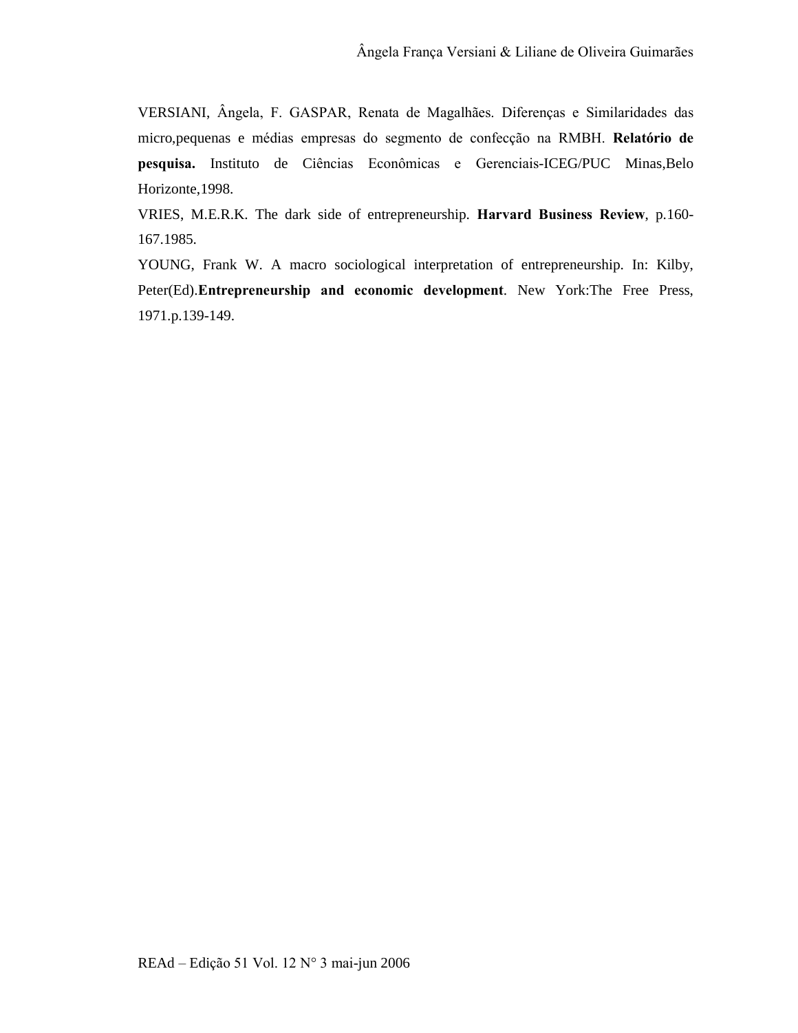VERSIANI, Ângela, F. GASPAR, Renata de Magalhães. Diferenças e Similaridades das micro,pequenas e médias empresas do segmento de confecção na RMBH. **Relatório de pesquisa.** Instituto de Ciências Econômicas e Gerenciais-ICEG/PUC Minas,Belo Horizonte,1998.

VRIES, M.E.R.K. The dark side of entrepreneurship. **Harvard Business Review**, p.160-167.1985.

YOUNG, Frank W. A macro sociological interpretation of entrepreneurship. In: Kilby, Peter(Ed).**Entrepreneurship and economic development**. New York:The Free Press, 1971.p.139-149.